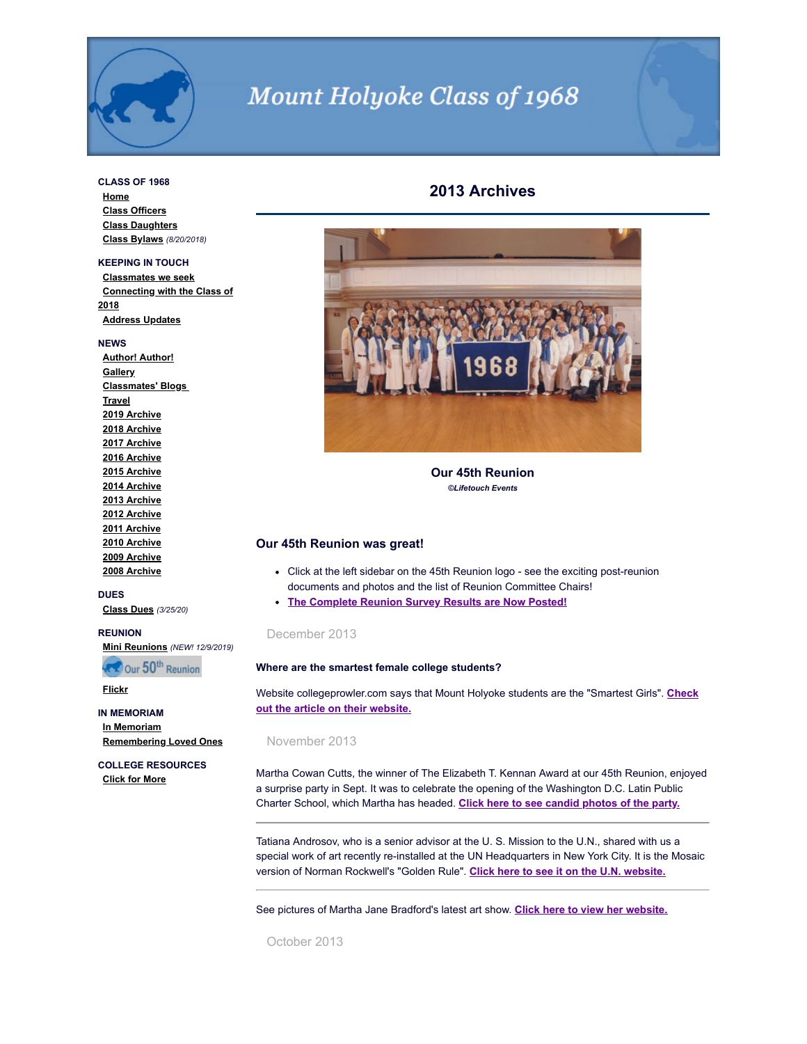# Mount Holyoke Class of 1968

**CLASS OF 1968**
- Home
- Class Officers
- Class Daughters
- Class Bylaws *(8/20/2018)*

**KEEPING IN TOUCH**
- Classmates we seek
- Connecting with the Class of 2018
- Address Updates

**NEWS**
- Author! Author!
- Gallery
- Classmates' Blogs
- Travel
- 2019 Archive
- 2018 Archive
- 2017 Archive
- 2016 Archive
- 2015 Archive
- 2014 Archive
- 2013 Archive
- 2012 Archive
- 2011 Archive
- 2010 Archive
- 2009 Archive
- 2008 Archive

**DUES**
- Class Dues *(3/25/20)*

**REUNION**
- Mini Reunions *(NEW! 12/9/2019)*
- Our 50th Reunion
- Flickr

**IN MEMORIAM**
- In Memoriam
- Remembering Loved Ones

**COLLEGE RESOURCES**
- Click for More

## 2013 Archives

**Our 45th Reunion**

***©Lifetouch Events***

### Our 45th Reunion was great!

- Click at the left sidebar on the 45th Reunion logo - see the exciting post-reunion documents and photos and the list of Reunion Committee Chairs!
- **The Complete Reunion Survey Results are Now Posted!**

December 2013

**Where are the smartest female college students?**

Website collegeprowler.com says that Mount Holyoke students are the "Smartest Girls". **Check out the article on their website.**

November 2013

Martha Cowan Cutts, the winner of The Elizabeth T. Kennan Award at our 45th Reunion, enjoyed a surprise party in Sept. It was to celebrate the opening of the Washington D.C. Latin Public Charter School, which Martha has headed. **Click here to see candid photos of the party.**

---

Tatiana Androsov, who is a senior advisor at the U. S. Mission to the U.N., shared with us a special work of art recently re-installed at the UN Headquarters in New York City. It is the Mosaic version of Norman Rockwell's "Golden Rule". **Click here to see it on the U.N. website.**

---

See pictures of Martha Jane Bradford's latest art show. **Click here to view her website.**

October 2013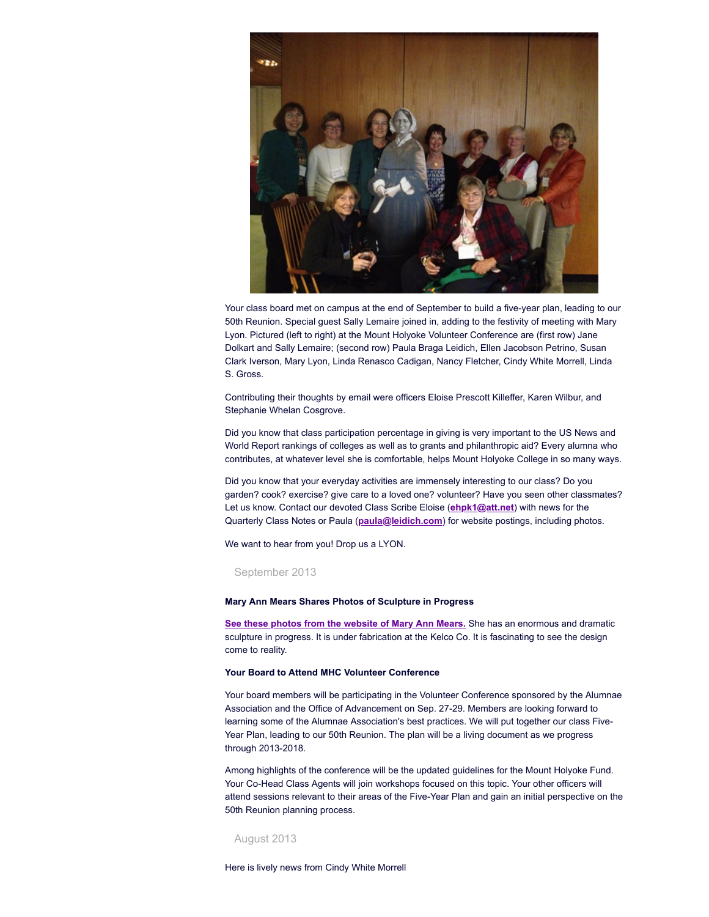Your class board met on campus at the end of September to build a five-year plan, leading to our 50th Reunion. Special guest Sally Lemaire joined in, adding to the festivity of meeting with Mary Lyon. Pictured (left to right) at the Mount Holyoke Volunteer Conference are (first row) Jane Dolkart and Sally Lemaire; (second row) Paula Braga Leidich, Ellen Jacobson Petrino, Susan Clark Iverson, Mary Lyon, Linda Renasco Cadigan, Nancy Fletcher, Cindy White Morrell, Linda S. Gross.

Contributing their thoughts by email were officers Eloise Prescott Killeffer, Karen Wilbur, and Stephanie Whelan Cosgrove.

Did you know that class participation percentage in giving is very important to the US News and World Report rankings of colleges as well as to grants and philanthropic aid? Every alumna who contributes, at whatever level she is comfortable, helps Mount Holyoke College in so many ways.

Did you know that your everyday activities are immensely interesting to our class? Do you garden? cook? exercise? give care to a loved one? volunteer? Have you seen other classmates? Let us know. Contact our devoted Class Scribe Eloise (**ehpk1@att.net**) with news for the Quarterly Class Notes or Paula (**paula@leidich.com**) for website postings, including photos.

We want to hear from you! Drop us a LYON.

## September 2013

**Mary Ann Mears Shares Photos of Sculpture in Progress**

**See these photos from the website of Mary Ann Mears.** She has an enormous and dramatic sculpture in progress. It is under fabrication at the Kelco Co. It is fascinating to see the design come to reality.

**Your Board to Attend MHC Volunteer Conference**

Your board members will be participating in the Volunteer Conference sponsored by the Alumnae Association and the Office of Advancement on Sep. 27-29. Members are looking forward to learning some of the Alumnae Association's best practices. We will put together our class Five-Year Plan, leading to our 50th Reunion. The plan will be a living document as we progress through 2013-2018.

Among highlights of the conference will be the updated guidelines for the Mount Holyoke Fund. Your Co-Head Class Agents will join workshops focused on this topic. Your other officers will attend sessions relevant to their areas of the Five-Year Plan and gain an initial perspective on the 50th Reunion planning process.

## August 2013

Here is lively news from Cindy White Morrell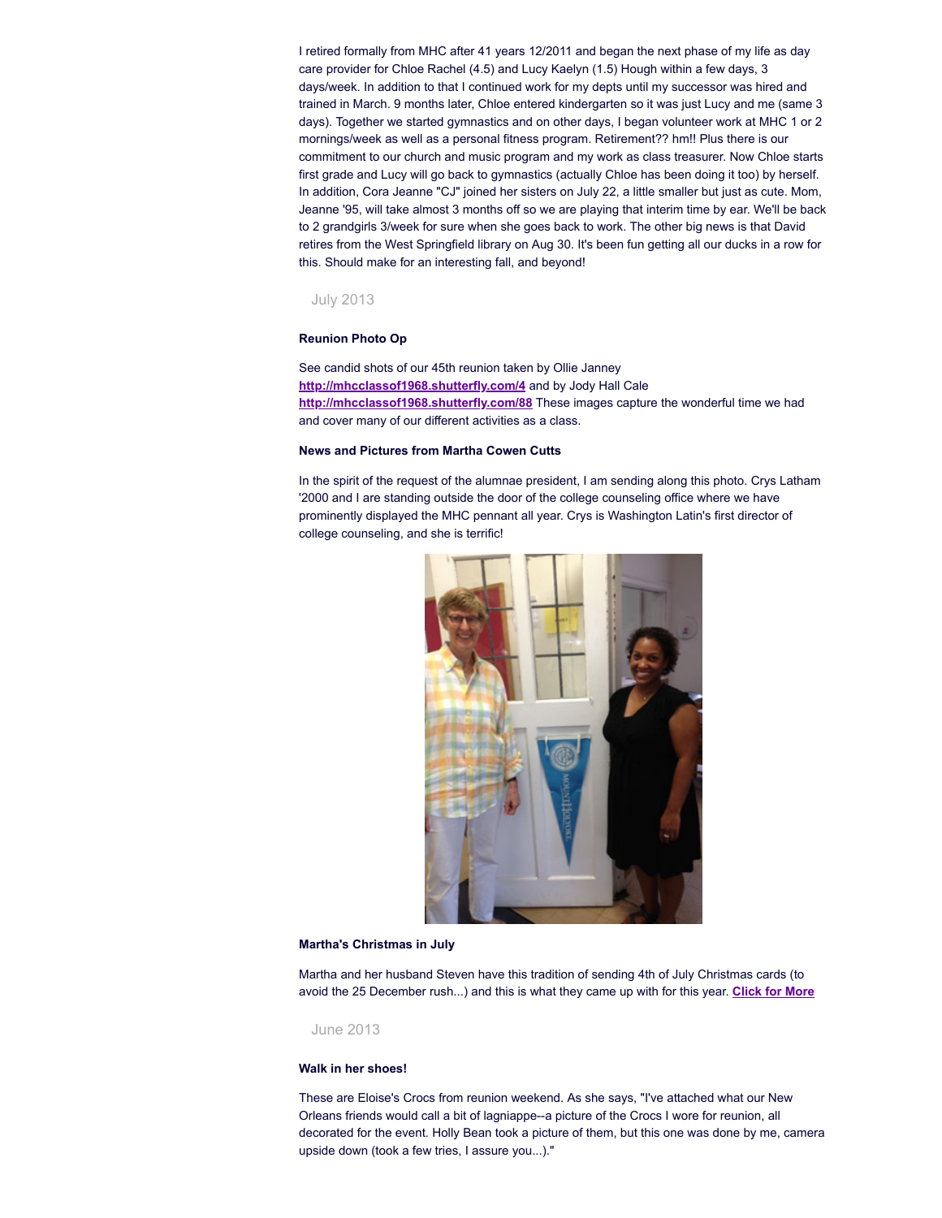I retired formally from MHC after 41 years 12/2011 and began the next phase of my life as day care provider for Chloe Rachel (4.5) and Lucy Kaelyn (1.5) Hough within a few days, 3 days/week. In addition to that I continued work for my depts until my successor was hired and trained in March. 9 months later, Chloe entered kindergarten so it was just Lucy and me (same 3 days). Together we started gymnastics and on other days, I began volunteer work at MHC 1 or 2 mornings/week as well as a personal fitness program. Retirement?? hm!! Plus there is our commitment to our church and music program and my work as class treasurer. Now Chloe starts first grade and Lucy will go back to gymnastics (actually Chloe has been doing it too) by herself. In addition, Cora Jeanne "CJ" joined her sisters on July 22, a little smaller but just as cute. Mom, Jeanne '95, will take almost 3 months off so we are playing that interim time by ear. We'll be back to 2 grandgirls 3/week for sure when she goes back to work. The other big news is that David retires from the West Springfield library on Aug 30. It's been fun getting all our ducks in a row for this. Should make for an interesting fall, and beyond!

July 2013

**Reunion Photo Op**

See candid shots of our 45th reunion taken by Ollie Janney **http://mhcclassof1968.shutterfly.com/4** and by Jody Hall Cale **http://mhcclassof1968.shutterfly.com/88** These images capture the wonderful time we had and cover many of our different activities as a class.

**News and Pictures from Martha Cowen Cutts**

In the spirit of the request of the alumnae president, I am sending along this photo. Crys Latham '2000 and I are standing outside the door of the college counseling office where we have prominently displayed the MHC pennant all year. Crys is Washington Latin's first director of college counseling, and she is terrific!

**Martha's Christmas in July**

Martha and her husband Steven have this tradition of sending 4th of July Christmas cards (to avoid the 25 December rush...) and this is what they came up with for this year. **Click for More**

June 2013

**Walk in her shoes!**

These are Eloise's Crocs from reunion weekend. As she says, "I've attached what our New Orleans friends would call a bit of lagniappe--a picture of the Crocs I wore for reunion, all decorated for the event. Holly Bean took a picture of them, but this one was done by me, camera upside down (took a few tries, I assure you...)."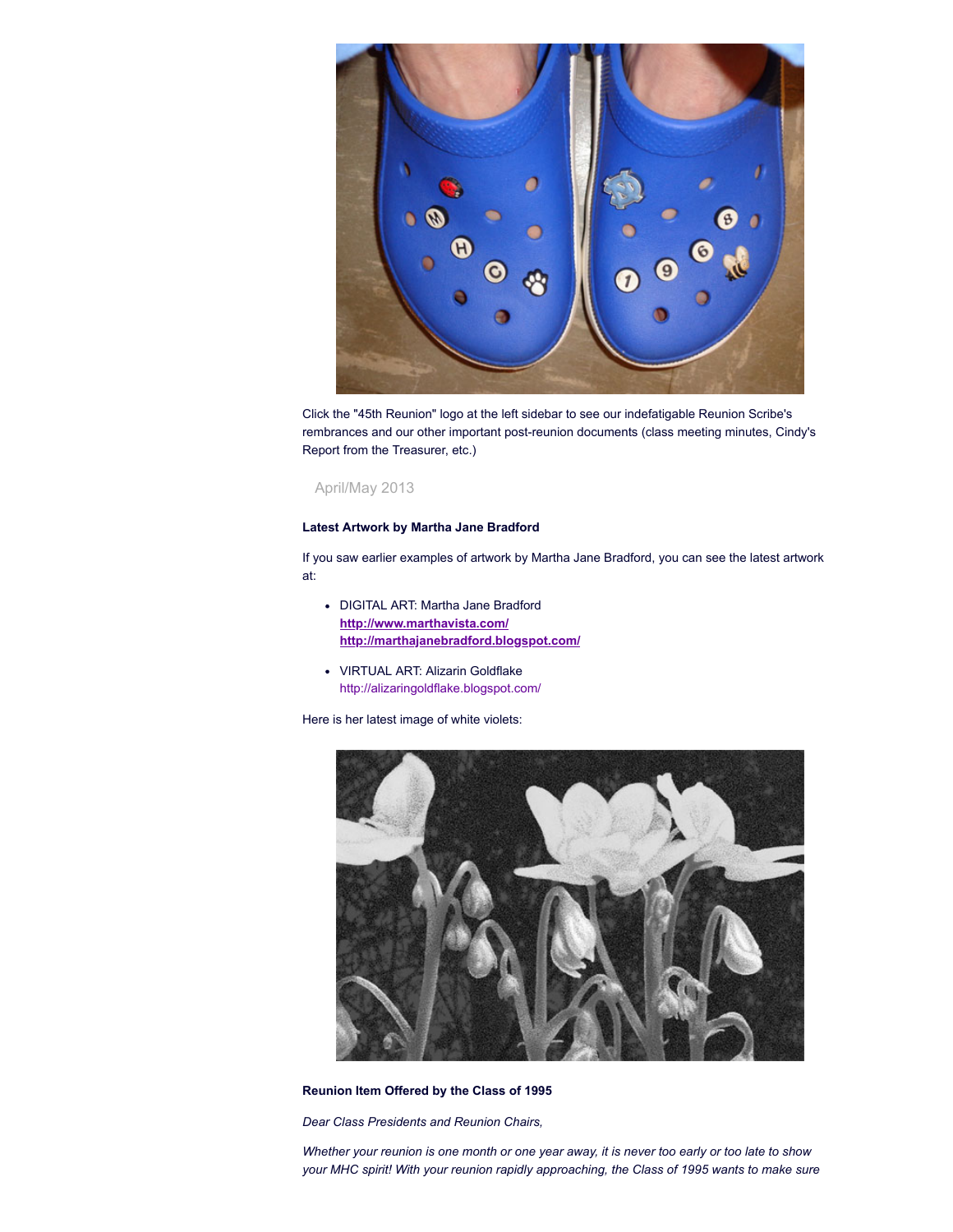Click the "45th Reunion" logo at the left sidebar to see our indefatigable Reunion Scribe's rembrances and our other important post-reunion documents (class meeting minutes, Cindy's Report from the Treasurer, etc.)

April/May 2013

**Latest Artwork by Martha Jane Bradford**

If you saw earlier examples of artwork by Martha Jane Bradford, you can see the latest artwork at:

- DIGITAL ART: Martha Jane Bradford
  **http://www.marthavista.com/**
  **http://marthajanebradford.blogspot.com/**
- VIRTUAL ART: Alizarin Goldflake
  http://alizaringoldflake.blogspot.com/

Here is her latest image of white violets:

**Reunion Item Offered by the Class of 1995**

*Dear Class Presidents and Reunion Chairs,*

*Whether your reunion is one month or one year away, it is never too early or too late to show your MHC spirit! With your reunion rapidly approaching, the Class of 1995 wants to make sure*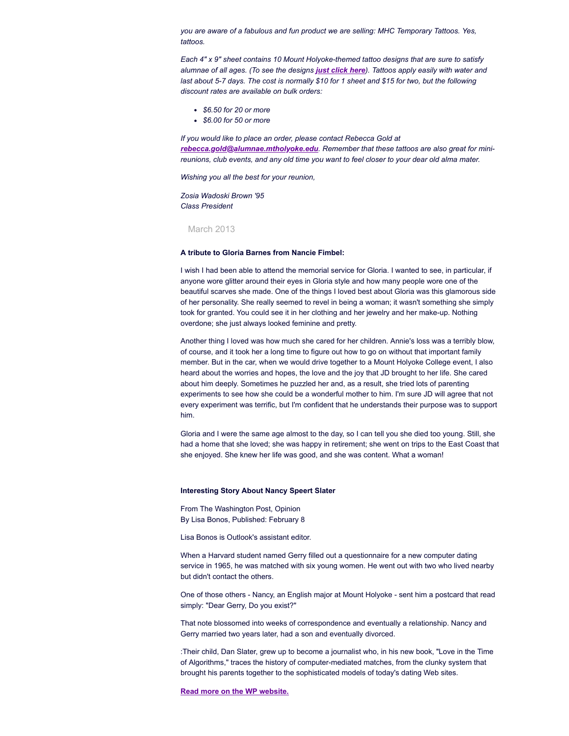*you are aware of a fabulous and fun product we are selling: MHC Temporary Tattoos. Yes, tattoos.*

*Each 4" x 9" sheet contains 10 Mount Holyoke-themed tattoo designs that are sure to satisfy alumnae of all ages. (To see the designs **just click here**). Tattoos apply easily with water and last about 5-7 days. The cost is normally $10 for 1 sheet and $15 for two, but the following discount rates are available on bulk orders:*

- *$6.50 for 20 or more*
- *$6.00 for 50 or more*

*If you would like to place an order, please contact Rebecca Gold at **rebecca.gold@alumnae.mtholyoke.edu**. Remember that these tattoos are also great for mini-reunions, club events, and any old time you want to feel closer to your dear old alma mater.*

*Wishing you all the best for your reunion,*

*Zosia Wadoski Brown '95*
*Class President*

## March 2013

**A tribute to Gloria Barnes from Nancie Fimbel:**

I wish I had been able to attend the memorial service for Gloria. I wanted to see, in particular, if anyone wore glitter around their eyes in Gloria style and how many people wore one of the beautiful scarves she made. One of the things I loved best about Gloria was this glamorous side of her personality. She really seemed to revel in being a woman; it wasn't something she simply took for granted. You could see it in her clothing and her jewelry and her make-up. Nothing overdone; she just always looked feminine and pretty.

Another thing I loved was how much she cared for her children. Annie's loss was a terribly blow, of course, and it took her a long time to figure out how to go on without that important family member. But in the car, when we would drive together to a Mount Holyoke College event, I also heard about the worries and hopes, the love and the joy that JD brought to her life. She cared about him deeply. Sometimes he puzzled her and, as a result, she tried lots of parenting experiments to see how she could be a wonderful mother to him. I'm sure JD will agree that not every experiment was terrific, but I'm confident that he understands their purpose was to support him.

Gloria and I were the same age almost to the day, so I can tell you she died too young. Still, she had a home that she loved; she was happy in retirement; she went on trips to the East Coast that she enjoyed. She knew her life was good, and she was content. What a woman!

**Interesting Story About Nancy Speert Slater**

From The Washington Post, Opinion
By Lisa Bonos, Published: February 8

Lisa Bonos is Outlook's assistant editor.

When a Harvard student named Gerry filled out a questionnaire for a new computer dating service in 1965, he was matched with six young women. He went out with two who lived nearby but didn't contact the others.

One of those others - Nancy, an English major at Mount Holyoke - sent him a postcard that read simply: "Dear Gerry, Do you exist?"

That note blossomed into weeks of correspondence and eventually a relationship. Nancy and Gerry married two years later, had a son and eventually divorced.

:Their child, Dan Slater, grew up to become a journalist who, in his new book, "Love in the Time of Algorithms," traces the history of computer-mediated matches, from the clunky system that brought his parents together to the sophisticated models of today's dating Web sites.

**Read more on the WP website.**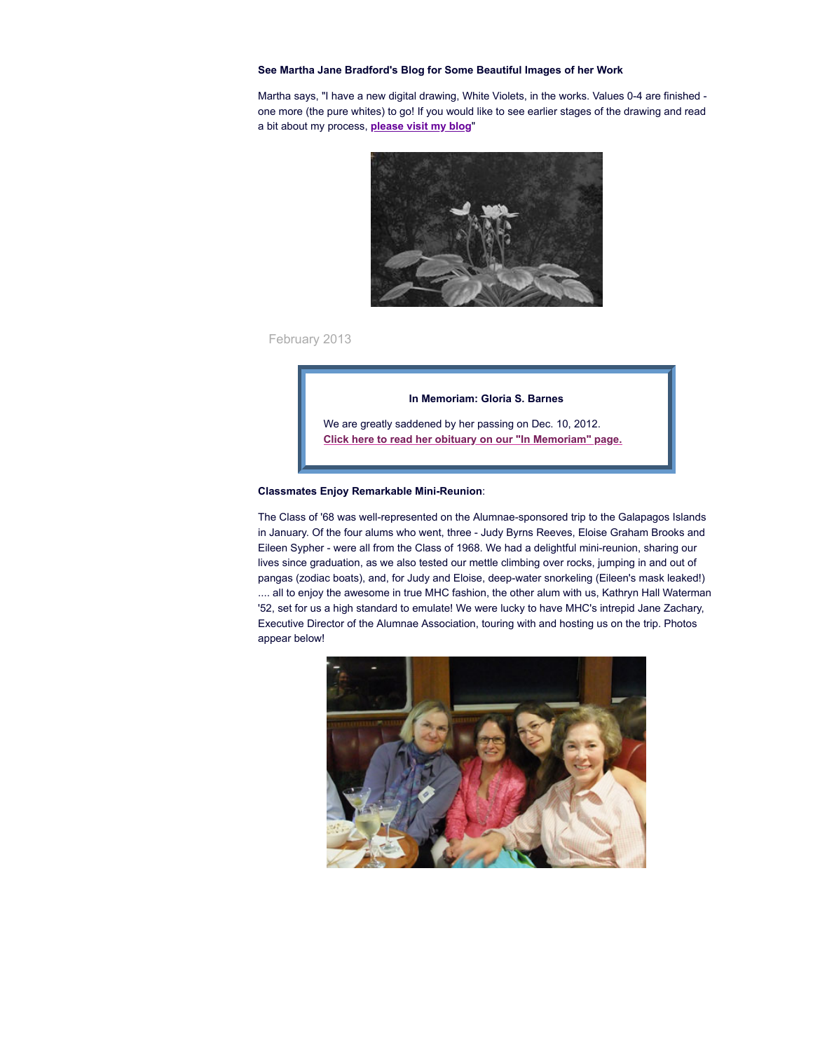**See Martha Jane Bradford's Blog for Some Beautiful Images of her Work**

Martha says, "I have a new digital drawing, White Violets, in the works. Values 0-4 are finished - one more (the pure whites) to go! If you would like to see earlier stages of the drawing and read a bit about my process, **please visit my blog**"

February 2013

**In Memoriam: Gloria S. Barnes**

We are greatly saddened by her passing on Dec. 10, 2012.
**Click here to read her obituary on our "In Memoriam" page.**

**Classmates Enjoy Remarkable Mini-Reunion**:

The Class of '68 was well-represented on the Alumnae-sponsored trip to the Galapagos Islands in January. Of the four alums who went, three - Judy Byrns Reeves, Eloise Graham Brooks and Eileen Sypher - were all from the Class of 1968. We had a delightful mini-reunion, sharing our lives since graduation, as we also tested our mettle climbing over rocks, jumping in and out of pangas (zodiac boats), and, for Judy and Eloise, deep-water snorkeling (Eileen's mask leaked!) .... all to enjoy the awesome in true MHC fashion, the other alum with us, Kathryn Hall Waterman '52, set for us a high standard to emulate! We were lucky to have MHC's intrepid Jane Zachary, Executive Director of the Alumnae Association, touring with and hosting us on the trip. Photos appear below!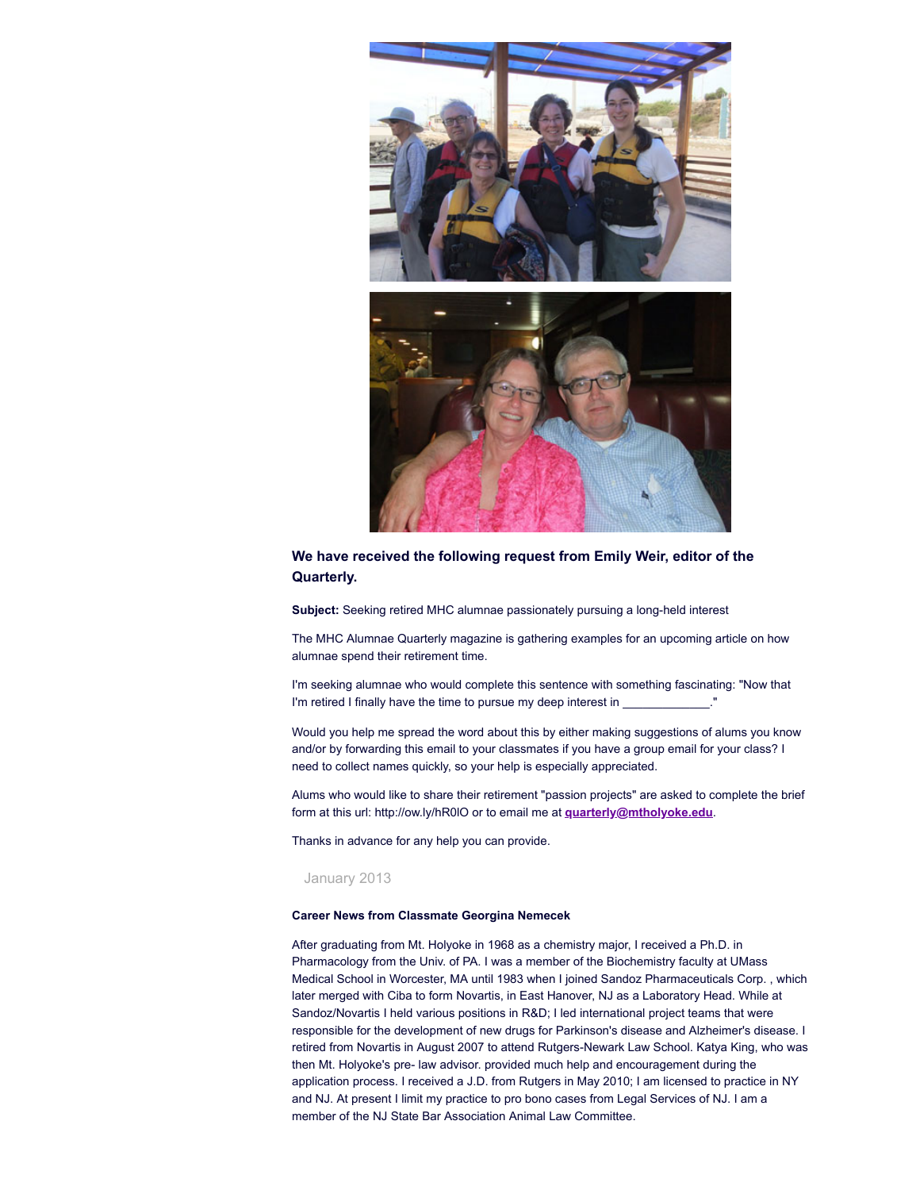**We have received the following request from Emily Weir, editor of the Quarterly.**

**Subject:** Seeking retired MHC alumnae passionately pursuing a long-held interest

The MHC Alumnae Quarterly magazine is gathering examples for an upcoming article on how alumnae spend their retirement time.

I'm seeking alumnae who would complete this sentence with something fascinating: "Now that I'm retired I finally have the time to pursue my deep interest in _____________."

Would you help me spread the word about this by either making suggestions of alums you know and/or by forwarding this email to your classmates if you have a group email for your class? I need to collect names quickly, so your help is especially appreciated.

Alums who would like to share their retirement "passion projects" are asked to complete the brief form at this url: http://ow.ly/hR0lO or to email me at **quarterly@mtholyoke.edu**.

Thanks in advance for any help you can provide.

January 2013

**Career News from Classmate Georgina Nemecek**

After graduating from Mt. Holyoke in 1968 as a chemistry major, I received a Ph.D. in Pharmacology from the Univ. of PA. I was a member of the Biochemistry faculty at UMass Medical School in Worcester, MA until 1983 when I joined Sandoz Pharmaceuticals Corp. , which later merged with Ciba to form Novartis, in East Hanover, NJ as a Laboratory Head. While at Sandoz/Novartis I held various positions in R&D; I led international project teams that were responsible for the development of new drugs for Parkinson's disease and Alzheimer's disease. I retired from Novartis in August 2007 to attend Rutgers-Newark Law School. Katya King, who was then Mt. Holyoke's pre- law advisor. provided much help and encouragement during the application process. I received a J.D. from Rutgers in May 2010; I am licensed to practice in NY and NJ. At present I limit my practice to pro bono cases from Legal Services of NJ. I am a member of the NJ State Bar Association Animal Law Committee.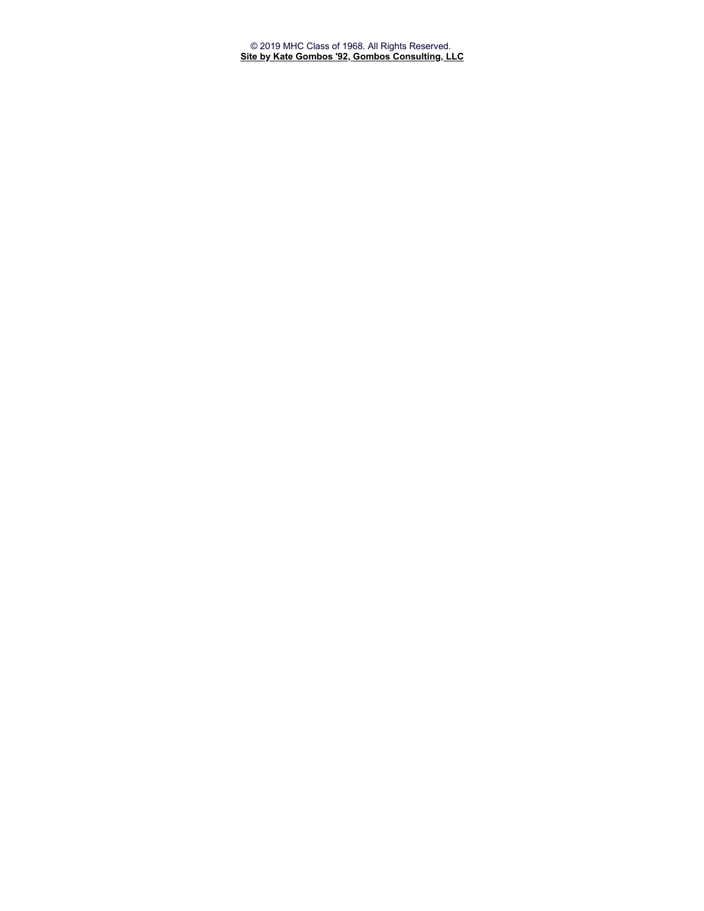© 2019 MHC Class of 1968. All Rights Reserved.
**Site by Kate Gombos '92, Gombos Consulting, LLC**